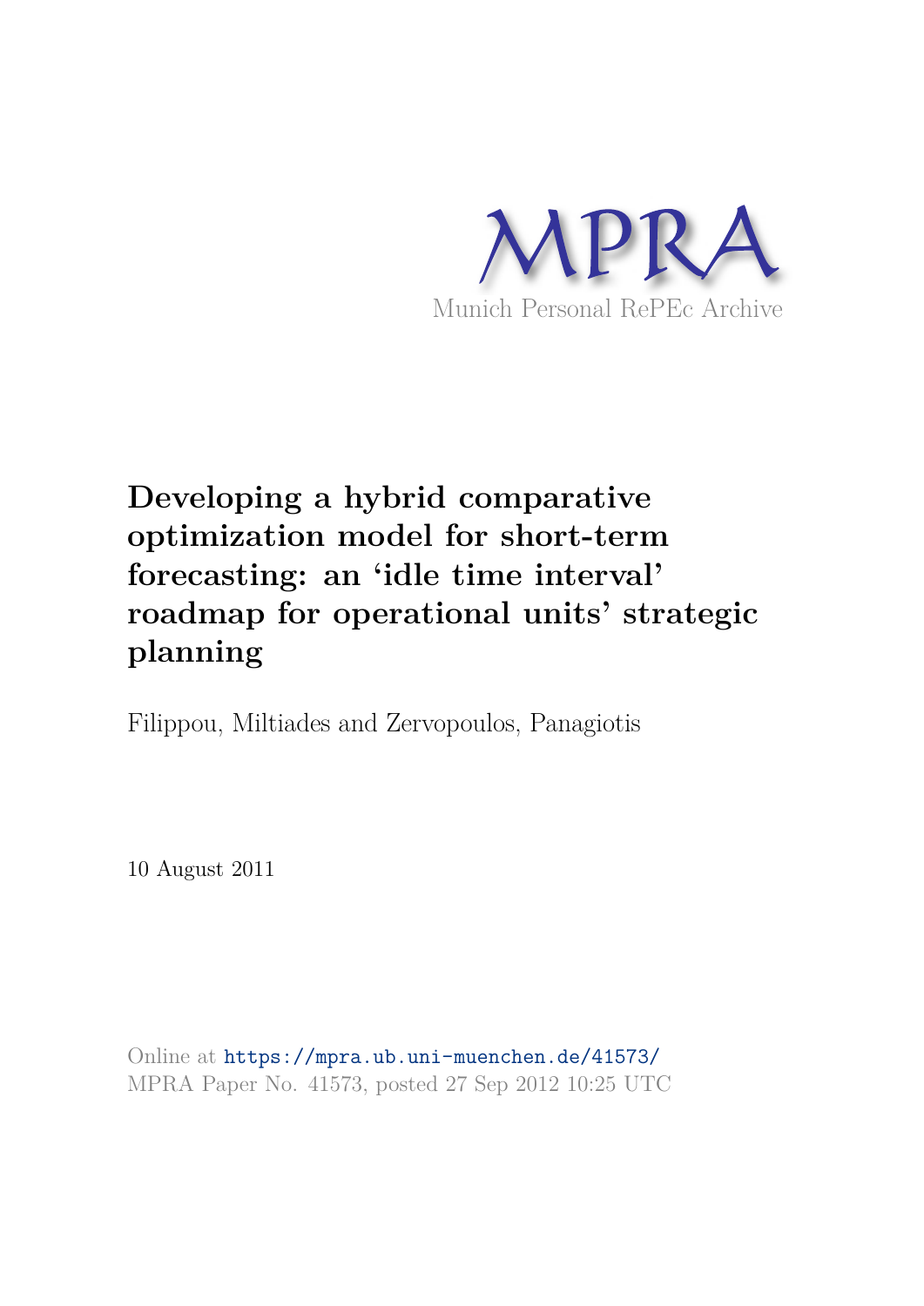MPRA

Munich Personal RePEc Archive

# Developing a hybrid comparative optimization model for short-term forecasting: an 'idle time interval' roadmap for operational units' strategic planning

Filippou, Miltiades and Zervopoulos, Panagiotis

10 August 2011

Online at https://mpra.ub.uni-muenchen.de/41573/
MPRA Paper No. 41573, posted 27 Sep 2012 10:25 UTC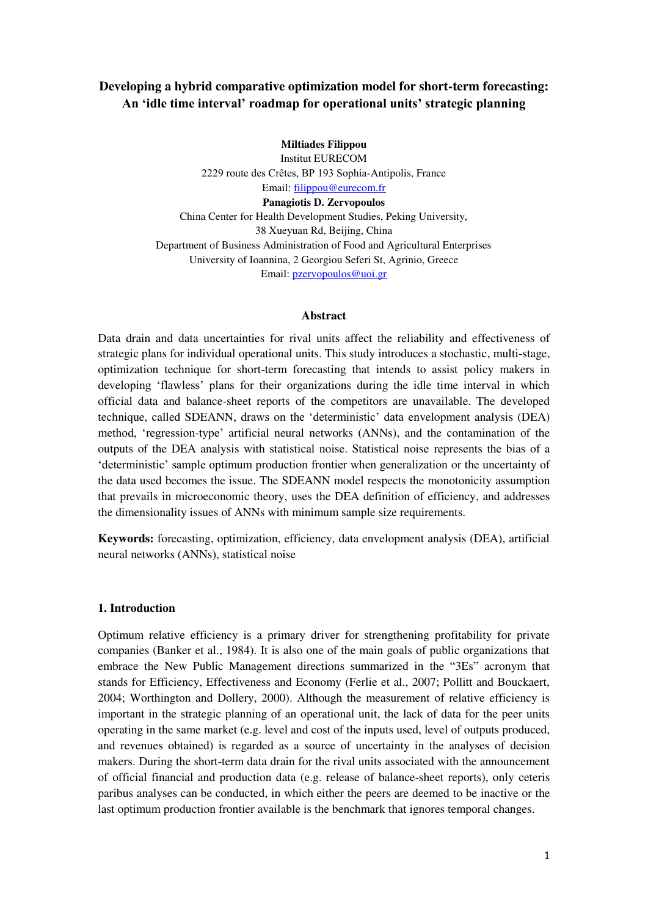# Developing a hybrid comparative optimization model for short-term forecasting: An 'idle time interval' roadmap for operational units' strategic planning

**Miltiades Filippou**
Institut EURECOM
2229 route des Crêtes, BP 193 Sophia-Antipolis, France
Email: filippou@eurecom.fr

**Panagiotis D. Zervopoulos**
China Center for Health Development Studies, Peking University,
38 Xueyuan Rd, Beijing, China
Department of Business Administration of Food and Agricultural Enterprises
University of Ioannina, 2 Georgiou Seferi St, Agrinio, Greece
Email: pzervopoulos@uoi.gr

## Abstract

Data drain and data uncertainties for rival units affect the reliability and effectiveness of strategic plans for individual operational units. This study introduces a stochastic, multi-stage, optimization technique for short-term forecasting that intends to assist policy makers in developing 'flawless' plans for their organizations during the idle time interval in which official data and balance-sheet reports of the competitors are unavailable. The developed technique, called SDEANN, draws on the 'deterministic' data envelopment analysis (DEA) method, 'regression-type' artificial neural networks (ANNs), and the contamination of the outputs of the DEA analysis with statistical noise. Statistical noise represents the bias of a 'deterministic' sample optimum production frontier when generalization or the uncertainty of the data used becomes the issue. The SDEANN model respects the monotonicity assumption that prevails in microeconomic theory, uses the DEA definition of efficiency, and addresses the dimensionality issues of ANNs with minimum sample size requirements.

**Keywords:** forecasting, optimization, efficiency, data envelopment analysis (DEA), artificial neural networks (ANNs), statistical noise

## 1. Introduction

Optimum relative efficiency is a primary driver for strengthening profitability for private companies (Banker et al., 1984). It is also one of the main goals of public organizations that embrace the New Public Management directions summarized in the "3Es" acronym that stands for Efficiency, Effectiveness and Economy (Ferlie et al., 2007; Pollitt and Bouckaert, 2004; Worthington and Dollery, 2000). Although the measurement of relative efficiency is important in the strategic planning of an operational unit, the lack of data for the peer units operating in the same market (e.g. level and cost of the inputs used, level of outputs produced, and revenues obtained) is regarded as a source of uncertainty in the analyses of decision makers. During the short-term data drain for the rival units associated with the announcement of official financial and production data (e.g. release of balance-sheet reports), only ceteris paribus analyses can be conducted, in which either the peers are deemed to be inactive or the last optimum production frontier available is the benchmark that ignores temporal changes.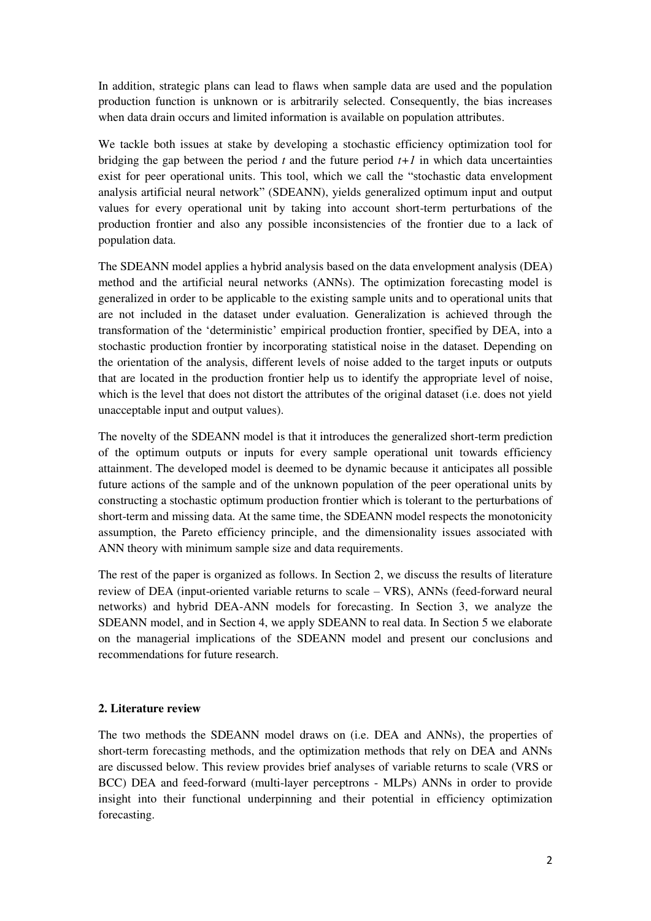In addition, strategic plans can lead to flaws when sample data are used and the population production function is unknown or is arbitrarily selected. Consequently, the bias increases when data drain occurs and limited information is available on population attributes.

We tackle both issues at stake by developing a stochastic efficiency optimization tool for bridging the gap between the period $t$ and the future period $t+1$ in which data uncertainties exist for peer operational units. This tool, which we call the "stochastic data envelopment analysis artificial neural network" (SDEANN), yields generalized optimum input and output values for every operational unit by taking into account short-term perturbations of the production frontier and also any possible inconsistencies of the frontier due to a lack of population data.

The SDEANN model applies a hybrid analysis based on the data envelopment analysis (DEA) method and the artificial neural networks (ANNs). The optimization forecasting model is generalized in order to be applicable to the existing sample units and to operational units that are not included in the dataset under evaluation. Generalization is achieved through the transformation of the 'deterministic' empirical production frontier, specified by DEA, into a stochastic production frontier by incorporating statistical noise in the dataset. Depending on the orientation of the analysis, different levels of noise added to the target inputs or outputs that are located in the production frontier help us to identify the appropriate level of noise, which is the level that does not distort the attributes of the original dataset (i.e. does not yield unacceptable input and output values).

The novelty of the SDEANN model is that it introduces the generalized short-term prediction of the optimum outputs or inputs for every sample operational unit towards efficiency attainment. The developed model is deemed to be dynamic because it anticipates all possible future actions of the sample and of the unknown population of the peer operational units by constructing a stochastic optimum production frontier which is tolerant to the perturbations of short-term and missing data. At the same time, the SDEANN model respects the monotonicity assumption, the Pareto efficiency principle, and the dimensionality issues associated with ANN theory with minimum sample size and data requirements.

The rest of the paper is organized as follows. In Section 2, we discuss the results of literature review of DEA (input-oriented variable returns to scale – VRS), ANNs (feed-forward neural networks) and hybrid DEA-ANN models for forecasting. In Section 3, we analyze the SDEANN model, and in Section 4, we apply SDEANN to real data. In Section 5 we elaborate on the managerial implications of the SDEANN model and present our conclusions and recommendations for future research.

## 2. Literature review

The two methods the SDEANN model draws on (i.e. DEA and ANNs), the properties of short-term forecasting methods, and the optimization methods that rely on DEA and ANNs are discussed below. This review provides brief analyses of variable returns to scale (VRS or BCC) DEA and feed-forward (multi-layer perceptrons - MLPs) ANNs in order to provide insight into their functional underpinning and their potential in efficiency optimization forecasting.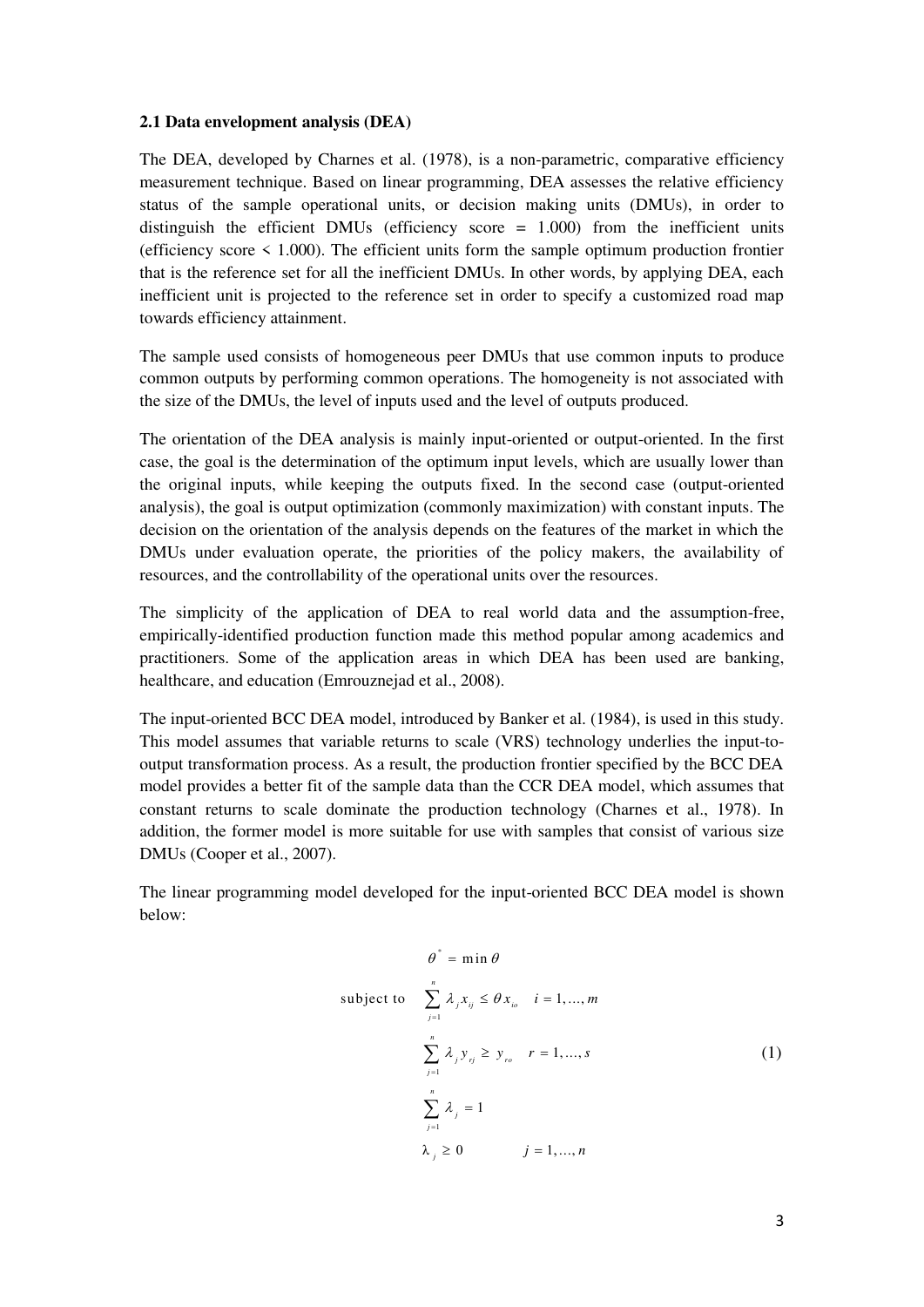### 2.1 Data envelopment analysis (DEA)

The DEA, developed by Charnes et al. (1978), is a non-parametric, comparative efficiency measurement technique. Based on linear programming, DEA assesses the relative efficiency status of the sample operational units, or decision making units (DMUs), in order to distinguish the efficient DMUs (efficiency score = 1.000) from the inefficient units (efficiency score < 1.000). The efficient units form the sample optimum production frontier that is the reference set for all the inefficient DMUs. In other words, by applying DEA, each inefficient unit is projected to the reference set in order to specify a customized road map towards efficiency attainment.

The sample used consists of homogeneous peer DMUs that use common inputs to produce common outputs by performing common operations. The homogeneity is not associated with the size of the DMUs, the level of inputs used and the level of outputs produced.

The orientation of the DEA analysis is mainly input-oriented or output-oriented. In the first case, the goal is the determination of the optimum input levels, which are usually lower than the original inputs, while keeping the outputs fixed. In the second case (output-oriented analysis), the goal is output optimization (commonly maximization) with constant inputs. The decision on the orientation of the analysis depends on the features of the market in which the DMUs under evaluation operate, the priorities of the policy makers, the availability of resources, and the controllability of the operational units over the resources.

The simplicity of the application of DEA to real world data and the assumption-free, empirically-identified production function made this method popular among academics and practitioners. Some of the application areas in which DEA has been used are banking, healthcare, and education (Emrouznejad et al., 2008).

The input-oriented BCC DEA model, introduced by Banker et al. (1984), is used in this study. This model assumes that variable returns to scale (VRS) technology underlies the input-to-output transformation process. As a result, the production frontier specified by the BCC DEA model provides a better fit of the sample data than the CCR DEA model, which assumes that constant returns to scale dominate the production technology (Charnes et al., 1978). In addition, the former model is more suitable for use with samples that consist of various size DMUs (Cooper et al., 2007).

The linear programming model developed for the input-oriented BCC DEA model is shown below:

$$
\begin{aligned}
\theta^{*} = \min \theta & \\
\text{subject to} \quad \sum_{j=1}^{n} \lambda_j x_{ij} \leq \theta x_{io} & \quad i = 1, \ldots, m \\
\sum_{j=1}^{n} \lambda_j y_{rj} \geq y_{ro} & \quad r = 1, \ldots, s \\
\sum_{j=1}^{n} \lambda_j = 1 & \\
\lambda_j \geq 0 & \quad j = 1, \ldots, n
\end{aligned}
\tag{1}
$$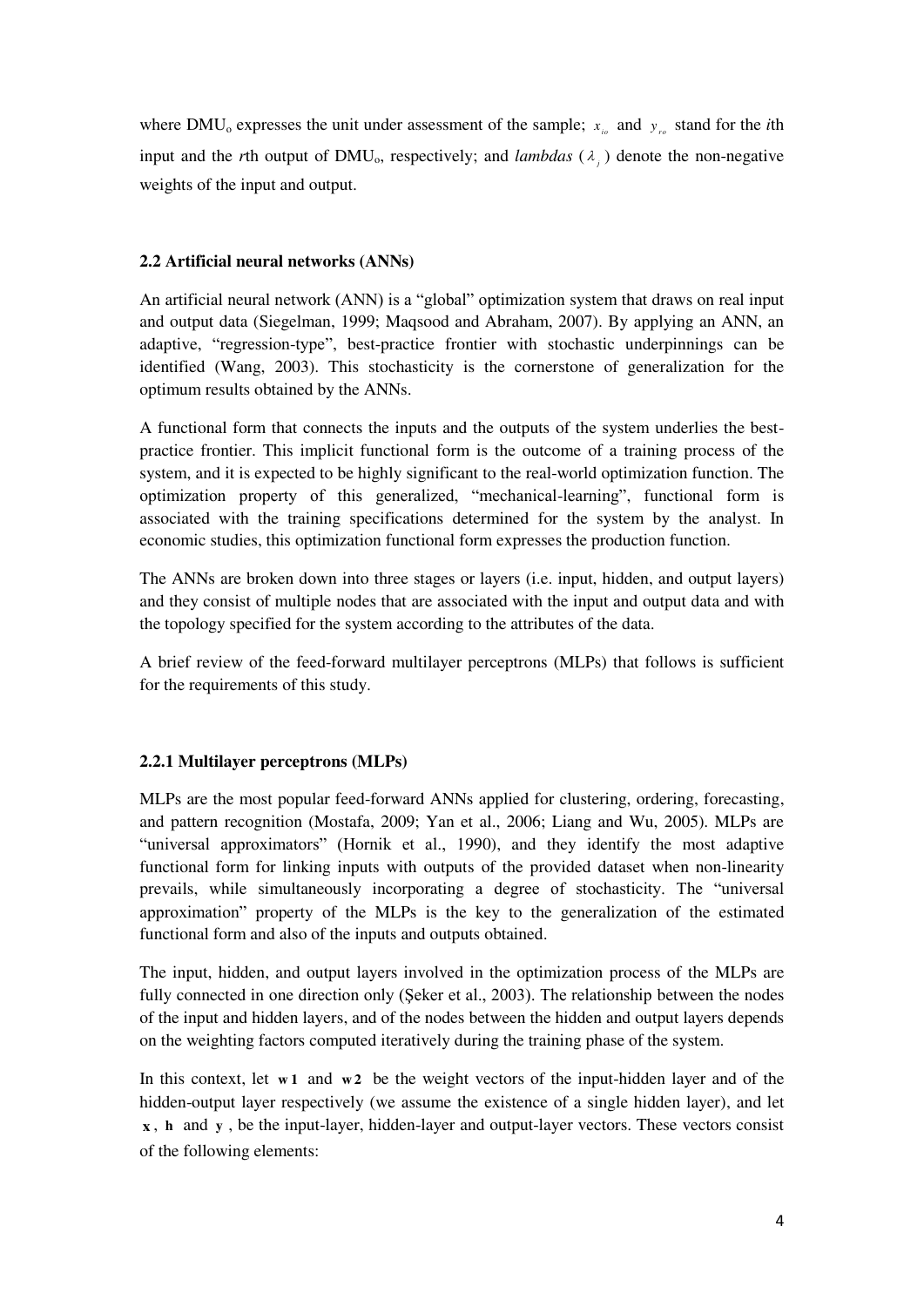where $DMU_o$ expresses the unit under assessment of the sample; $x_{io}$ and $y_{ro}$ stand for the *i*th input and the *r*th output of $DMU_o$, respectively; and *lambdas* ($\lambda_j$) denote the non-negative weights of the input and output.

### 2.2 Artificial neural networks (ANNs)

An artificial neural network (ANN) is a "global" optimization system that draws on real input and output data (Siegelman, 1999; Maqsood and Abraham, 2007). By applying an ANN, an adaptive, "regression-type", best-practice frontier with stochastic underpinnings can be identified (Wang, 2003). This stochasticity is the cornerstone of generalization for the optimum results obtained by the ANNs.

A functional form that connects the inputs and the outputs of the system underlies the best-practice frontier. This implicit functional form is the outcome of a training process of the system, and it is expected to be highly significant to the real-world optimization function. The optimization property of this generalized, "mechanical-learning", functional form is associated with the training specifications determined for the system by the analyst. In economic studies, this optimization functional form expresses the production function.

The ANNs are broken down into three stages or layers (i.e. input, hidden, and output layers) and they consist of multiple nodes that are associated with the input and output data and with the topology specified for the system according to the attributes of the data.

A brief review of the feed-forward multilayer perceptrons (MLPs) that follows is sufficient for the requirements of this study.

#### 2.2.1 Multilayer perceptrons (MLPs)

MLPs are the most popular feed-forward ANNs applied for clustering, ordering, forecasting, and pattern recognition (Mostafa, 2009; Yan et al., 2006; Liang and Wu, 2005). MLPs are "universal approximators" (Hornik et al., 1990), and they identify the most adaptive functional form for linking inputs with outputs of the provided dataset when non-linearity prevails, while simultaneously incorporating a degree of stochasticity. The "universal approximation" property of the MLPs is the key to the generalization of the estimated functional form and also of the inputs and outputs obtained.

The input, hidden, and output layers involved in the optimization process of the MLPs are fully connected in one direction only (Şeker et al., 2003). The relationship between the nodes of the input and hidden layers, and of the nodes between the hidden and output layers depends on the weighting factors computed iteratively during the training phase of the system.

In this context, let $\mathbf{w1}$ and $\mathbf{w2}$ be the weight vectors of the input-hidden layer and of the hidden-output layer respectively (we assume the existence of a single hidden layer), and let $\mathbf{x}$, $\mathbf{h}$ and $\mathbf{y}$, be the input-layer, hidden-layer and output-layer vectors. These vectors consist of the following elements: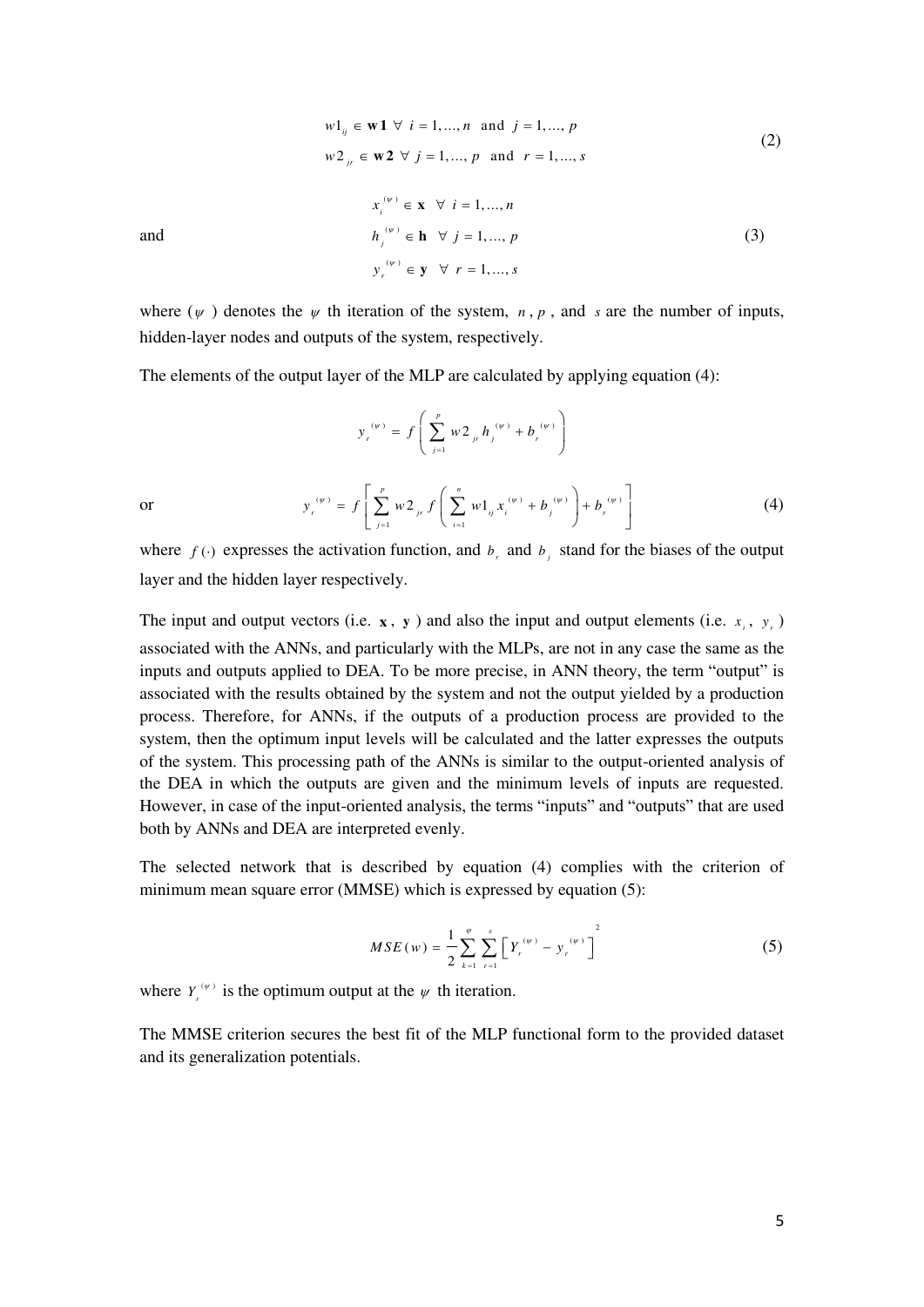$$w1_{ij} \in \mathbf{w1} \;\; \forall \;\; i = 1, \ldots, n \;\; \text{and} \;\; j = 1, \ldots, p$$
$$w2_{jr} \in \mathbf{w2} \;\; \forall \;\; j = 1, \ldots, p \;\; \text{and} \;\; r = 1, \ldots, s \tag{2}$$

and

$$x_i^{(\psi)} \in \mathbf{x} \;\; \forall \;\; i = 1, \ldots, n$$
$$h_j^{(\psi)} \in \mathbf{h} \;\; \forall \;\; j = 1, \ldots, p \tag{3}$$
$$y_r^{(\psi)} \in \mathbf{y} \;\; \forall \;\; r = 1, \ldots, s$$

where ($\psi$) denotes the $\psi$ th iteration of the system, $n$, $p$, and $s$ are the number of inputs, hidden-layer nodes and outputs of the system, respectively.

The elements of the output layer of the MLP are calculated by applying equation (4):

$$y_r^{(\psi)} = f\left(\sum_{j=1}^{p} w2_{jr} h_j^{(\psi)} + b_r^{(\psi)}\right)$$

or

$$y_r^{(\psi)} = f\left[\sum_{j=1}^{p} w2_{jr} f\left(\sum_{i=1}^{n} w1_{ij} x_i^{(\psi)} + b_j^{(\psi)}\right) + b_r^{(\psi)}\right] \tag{4}$$

where $f(\cdot)$ expresses the activation function, and $b_r$ and $b_j$ stand for the biases of the output layer and the hidden layer respectively.

The input and output vectors (i.e. $\mathbf{x}$, $\mathbf{y}$) and also the input and output elements (i.e. $x_i$, $y_r$) associated with the ANNs, and particularly with the MLPs, are not in any case the same as the inputs and outputs applied to DEA. To be more precise, in ANN theory, the term "output" is associated with the results obtained by the system and not the output yielded by a production process. Therefore, for ANNs, if the outputs of a production process are provided to the system, then the optimum input levels will be calculated and the latter expresses the outputs of the system. This processing path of the ANNs is similar to the output-oriented analysis of the DEA in which the outputs are given and the minimum levels of inputs are requested. However, in case of the input-oriented analysis, the terms "inputs" and "outputs" that are used both by ANNs and DEA are interpreted evenly.

The selected network that is described by equation (4) complies with the criterion of minimum mean square error (MMSE) which is expressed by equation (5):

$$MSE(w) = \frac{1}{2}\sum_{k=1}^{\varphi}\sum_{r=1}^{s}\left[Y_r^{(\psi)} - y_r^{(\psi)}\right]^2 \tag{5}$$

where $Y_r^{(\psi)}$ is the optimum output at the $\psi$ th iteration.

The MMSE criterion secures the best fit of the MLP functional form to the provided dataset and its generalization potentials.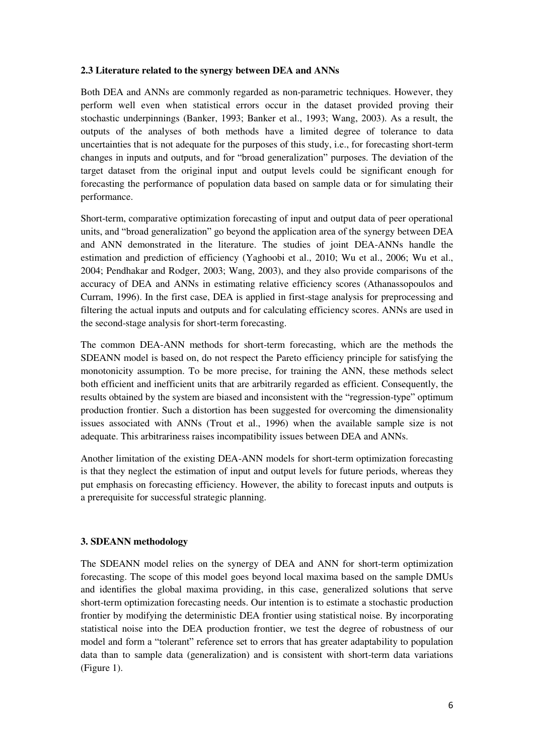### 2.3 Literature related to the synergy between DEA and ANNs

Both DEA and ANNs are commonly regarded as non-parametric techniques. However, they perform well even when statistical errors occur in the dataset provided proving their stochastic underpinnings (Banker, 1993; Banker et al., 1993; Wang, 2003). As a result, the outputs of the analyses of both methods have a limited degree of tolerance to data uncertainties that is not adequate for the purposes of this study, i.e., for forecasting short-term changes in inputs and outputs, and for "broad generalization" purposes. The deviation of the target dataset from the original input and output levels could be significant enough for forecasting the performance of population data based on sample data or for simulating their performance.

Short-term, comparative optimization forecasting of input and output data of peer operational units, and "broad generalization" go beyond the application area of the synergy between DEA and ANN demonstrated in the literature. The studies of joint DEA-ANNs handle the estimation and prediction of efficiency (Yaghoobi et al., 2010; Wu et al., 2006; Wu et al., 2004; Pendhakar and Rodger, 2003; Wang, 2003), and they also provide comparisons of the accuracy of DEA and ANNs in estimating relative efficiency scores (Athanassopoulos and Curram, 1996). In the first case, DEA is applied in first-stage analysis for preprocessing and filtering the actual inputs and outputs and for calculating efficiency scores. ANNs are used in the second-stage analysis for short-term forecasting.

The common DEA-ANN methods for short-term forecasting, which are the methods the SDEANN model is based on, do not respect the Pareto efficiency principle for satisfying the monotonicity assumption. To be more precise, for training the ANN, these methods select both efficient and inefficient units that are arbitrarily regarded as efficient. Consequently, the results obtained by the system are biased and inconsistent with the "regression-type" optimum production frontier. Such a distortion has been suggested for overcoming the dimensionality issues associated with ANNs (Trout et al., 1996) when the available sample size is not adequate. This arbitrariness raises incompatibility issues between DEA and ANNs.

Another limitation of the existing DEA-ANN models for short-term optimization forecasting is that they neglect the estimation of input and output levels for future periods, whereas they put emphasis on forecasting efficiency. However, the ability to forecast inputs and outputs is a prerequisite for successful strategic planning.

## 3. SDEANN methodology

The SDEANN model relies on the synergy of DEA and ANN for short-term optimization forecasting. The scope of this model goes beyond local maxima based on the sample DMUs and identifies the global maxima providing, in this case, generalized solutions that serve short-term optimization forecasting needs. Our intention is to estimate a stochastic production frontier by modifying the deterministic DEA frontier using statistical noise. By incorporating statistical noise into the DEA production frontier, we test the degree of robustness of our model and form a "tolerant" reference set to errors that has greater adaptability to population data than to sample data (generalization) and is consistent with short-term data variations (Figure 1).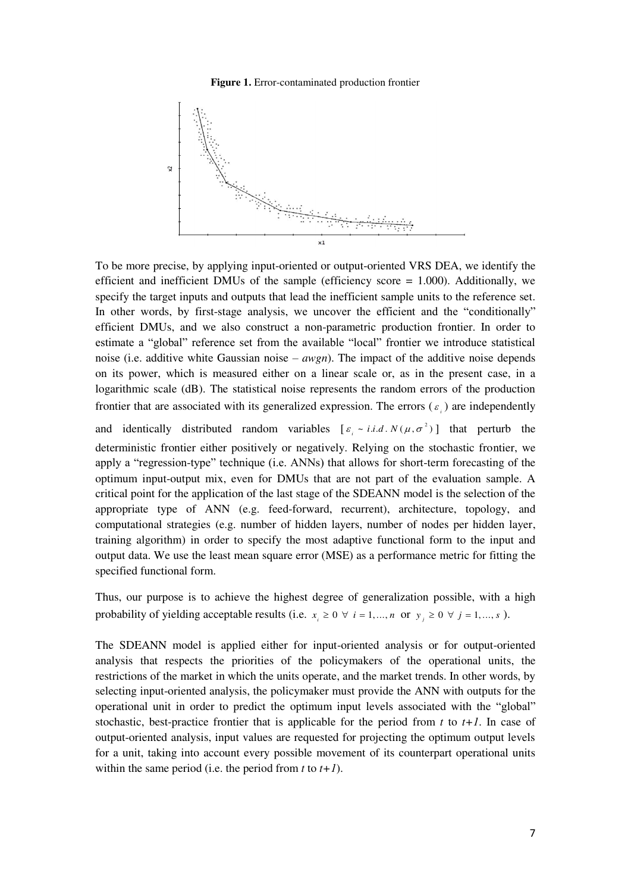**Figure 1.** Error-contaminated production frontier

To be more precise, by applying input-oriented or output-oriented VRS DEA, we identify the efficient and inefficient DMUs of the sample (efficiency score = 1.000). Additionally, we specify the target inputs and outputs that lead the inefficient sample units to the reference set. In other words, by first-stage analysis, we uncover the efficient and the "conditionally" efficient DMUs, and we also construct a non-parametric production frontier. In order to estimate a "global" reference set from the available "local" frontier we introduce statistical noise (i.e. additive white Gaussian noise – *awgn*). The impact of the additive noise depends on its power, which is measured either on a linear scale or, as in the present case, in a logarithmic scale (dB). The statistical noise represents the random errors of the production frontier that are associated with its generalized expression. The errors ($\varepsilon_i$) are independently and identically distributed random variables [$\varepsilon_i \sim i.i.d.\, N(\mu, \sigma^2)$] that perturb the deterministic frontier either positively or negatively. Relying on the stochastic frontier, we apply a "regression-type" technique (i.e. ANNs) that allows for short-term forecasting of the optimum input-output mix, even for DMUs that are not part of the evaluation sample. A critical point for the application of the last stage of the SDEANN model is the selection of the appropriate type of ANN (e.g. feed-forward, recurrent), architecture, topology, and computational strategies (e.g. number of hidden layers, number of nodes per hidden layer, training algorithm) in order to specify the most adaptive functional form to the input and output data. We use the least mean square error (MSE) as a performance metric for fitting the specified functional form.

Thus, our purpose is to achieve the highest degree of generalization possible, with a high probability of yielding acceptable results (i.e. $x_i \geq 0 \;\forall\; i = 1,\ldots,n$ or $y_j \geq 0 \;\forall\; j = 1,\ldots,s$ ).

The SDEANN model is applied either for input-oriented analysis or for output-oriented analysis that respects the priorities of the policymakers of the operational units, the restrictions of the market in which the units operate, and the market trends. In other words, by selecting input-oriented analysis, the policymaker must provide the ANN with outputs for the operational unit in order to predict the optimum input levels associated with the "global" stochastic, best-practice frontier that is applicable for the period from *t* to *t+1*. In case of output-oriented analysis, input values are requested for projecting the optimum output levels for a unit, taking into account every possible movement of its counterpart operational units within the same period (i.e. the period from *t* to *t+1*).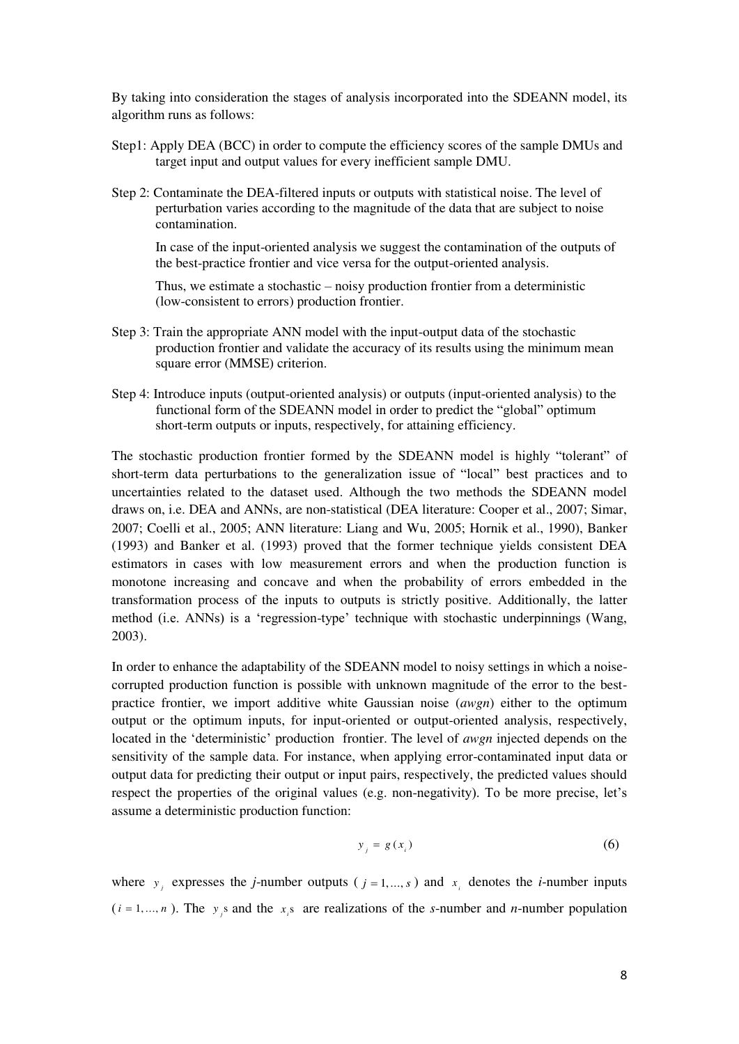By taking into consideration the stages of analysis incorporated into the SDEANN model, its algorithm runs as follows:

Step1: Apply DEA (BCC) in order to compute the efficiency scores of the sample DMUs and target input and output values for every inefficient sample DMU.

Step 2: Contaminate the DEA-filtered inputs or outputs with statistical noise. The level of perturbation varies according to the magnitude of the data that are subject to noise contamination.

In case of the input-oriented analysis we suggest the contamination of the outputs of the best-practice frontier and vice versa for the output-oriented analysis.

Thus, we estimate a stochastic – noisy production frontier from a deterministic (low-consistent to errors) production frontier.

Step 3: Train the appropriate ANN model with the input-output data of the stochastic production frontier and validate the accuracy of its results using the minimum mean square error (MMSE) criterion.

Step 4: Introduce inputs (output-oriented analysis) or outputs (input-oriented analysis) to the functional form of the SDEANN model in order to predict the "global" optimum short-term outputs or inputs, respectively, for attaining efficiency.

The stochastic production frontier formed by the SDEANN model is highly "tolerant" of short-term data perturbations to the generalization issue of "local" best practices and to uncertainties related to the dataset used. Although the two methods the SDEANN model draws on, i.e. DEA and ANNs, are non-statistical (DEA literature: Cooper et al., 2007; Simar, 2007; Coelli et al., 2005; ANN literature: Liang and Wu, 2005; Hornik et al., 1990), Banker (1993) and Banker et al. (1993) proved that the former technique yields consistent DEA estimators in cases with low measurement errors and when the production function is monotone increasing and concave and when the probability of errors embedded in the transformation process of the inputs to outputs is strictly positive. Additionally, the latter method (i.e. ANNs) is a 'regression-type' technique with stochastic underpinnings (Wang, 2003).

In order to enhance the adaptability of the SDEANN model to noisy settings in which a noise-corrupted production function is possible with unknown magnitude of the error to the best-practice frontier, we import additive white Gaussian noise (*awgn*) either to the optimum output or the optimum inputs, for input-oriented or output-oriented analysis, respectively, located in the 'deterministic' production frontier. The level of *awgn* injected depends on the sensitivity of the sample data. For instance, when applying error-contaminated input data or output data for predicting their output or input pairs, respectively, the predicted values should respect the properties of the original values (e.g. non-negativity). To be more precise, let's assume a deterministic production function:

$$y_j = g(x_i) \tag{6}$$

where $y_j$ expresses the *j*-number outputs ($j = 1, \ldots, s$) and $x_i$ denotes the *i*-number inputs ($i = 1, \ldots, n$). The $y_j$s and the $x_i$s are realizations of the *s*-number and *n*-number population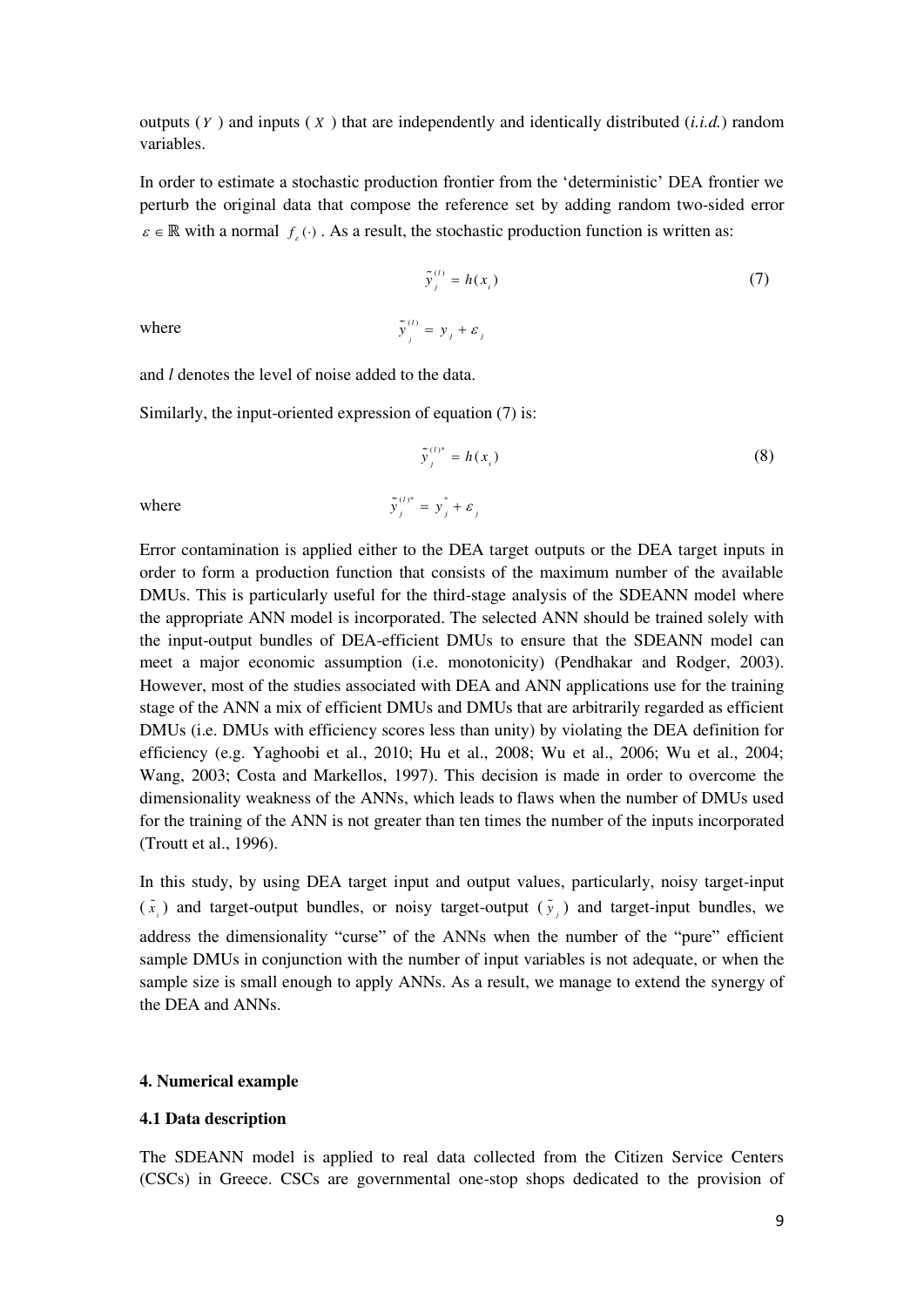outputs ( $Y$ ) and inputs ( $X$ ) that are independently and identically distributed (*i.i.d.*) random variables.

In order to estimate a stochastic production frontier from the 'deterministic' DEA frontier we perturb the original data that compose the reference set by adding random two-sided error $\varepsilon \in \mathbb{R}$ with a normal $f_{\varepsilon}(\cdot)$ . As a result, the stochastic production function is written as:

$$\tilde{y}_j^{(l)} = h(x_i) \tag{7}$$

where $$\tilde{y}_j^{(l)} = y_j + \varepsilon_j$$

and $l$ denotes the level of noise added to the data.

Similarly, the input-oriented expression of equation (7) is:

$$\tilde{y}_j^{(l)*} = h(x_i) \tag{8}$$

where $$\tilde{y}_j^{(l)*} = y_j^* + \varepsilon_j$$

Error contamination is applied either to the DEA target outputs or the DEA target inputs in order to form a production function that consists of the maximum number of the available DMUs. This is particularly useful for the third-stage analysis of the SDEANN model where the appropriate ANN model is incorporated. The selected ANN should be trained solely with the input-output bundles of DEA-efficient DMUs to ensure that the SDEANN model can meet a major economic assumption (i.e. monotonicity) (Pendhakar and Rodger, 2003). However, most of the studies associated with DEA and ANN applications use for the training stage of the ANN a mix of efficient DMUs and DMUs that are arbitrarily regarded as efficient DMUs (i.e. DMUs with efficiency scores less than unity) by violating the DEA definition for efficiency (e.g. Yaghoobi et al., 2010; Hu et al., 2008; Wu et al., 2006; Wu et al., 2004; Wang, 2003; Costa and Markellos, 1997). This decision is made in order to overcome the dimensionality weakness of the ANNs, which leads to flaws when the number of DMUs used for the training of the ANN is not greater than ten times the number of the inputs incorporated (Troutt et al., 1996).

In this study, by using DEA target input and output values, particularly, noisy target-input ( $\tilde{x}_i$ ) and target-output bundles, or noisy target-output ( $\tilde{y}_j$ ) and target-input bundles, we address the dimensionality "curse" of the ANNs when the number of the "pure" efficient sample DMUs in conjunction with the number of input variables is not adequate, or when the sample size is small enough to apply ANNs. As a result, we manage to extend the synergy of the DEA and ANNs.

## 4. Numerical example

### 4.1 Data description

The SDEANN model is applied to real data collected from the Citizen Service Centers (CSCs) in Greece. CSCs are governmental one-stop shops dedicated to the provision of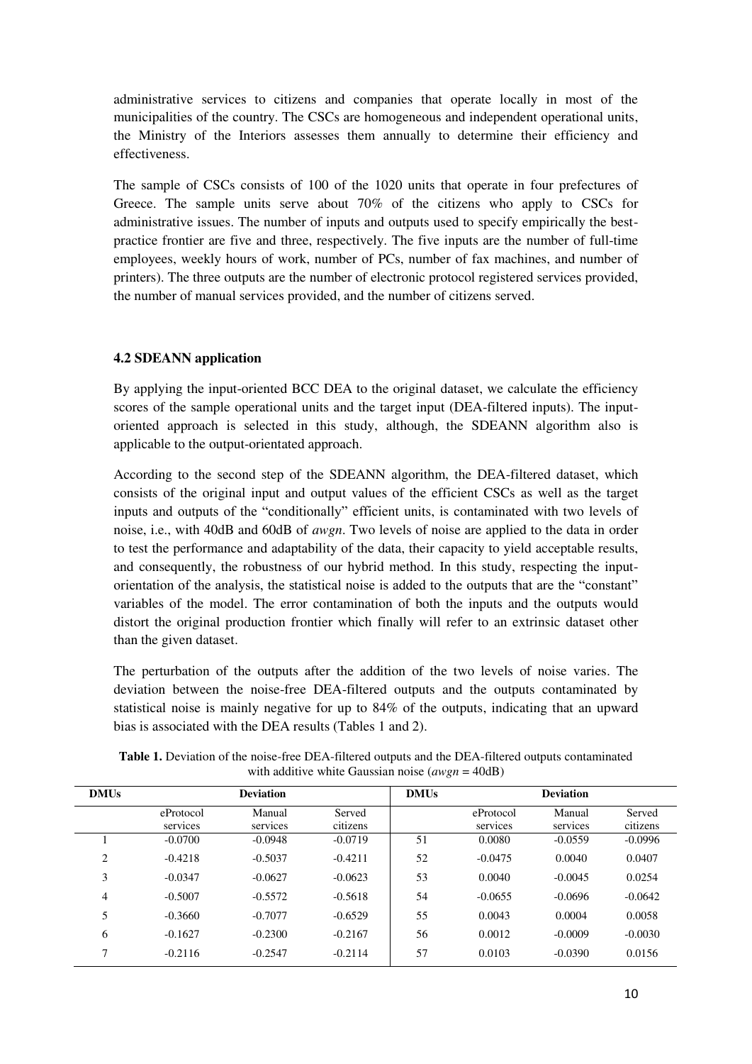administrative services to citizens and companies that operate locally in most of the municipalities of the country. The CSCs are homogeneous and independent operational units, the Ministry of the Interiors assesses them annually to determine their efficiency and effectiveness.

The sample of CSCs consists of 100 of the 1020 units that operate in four prefectures of Greece. The sample units serve about 70% of the citizens who apply to CSCs for administrative issues. The number of inputs and outputs used to specify empirically the best-practice frontier are five and three, respectively. The five inputs are the number of full-time employees, weekly hours of work, number of PCs, number of fax machines, and number of printers). The three outputs are the number of electronic protocol registered services provided, the number of manual services provided, and the number of citizens served.

### 4.2 SDEANN application

By applying the input-oriented BCC DEA to the original dataset, we calculate the efficiency scores of the sample operational units and the target input (DEA-filtered inputs). The input-oriented approach is selected in this study, although, the SDEANN algorithm also is applicable to the output-orientated approach.

According to the second step of the SDEANN algorithm, the DEA-filtered dataset, which consists of the original input and output values of the efficient CSCs as well as the target inputs and outputs of the "conditionally" efficient units, is contaminated with two levels of noise, i.e., with 40dB and 60dB of *awgn*. Two levels of noise are applied to the data in order to test the performance and adaptability of the data, their capacity to yield acceptable results, and consequently, the robustness of our hybrid method. In this study, respecting the input-orientation of the analysis, the statistical noise is added to the outputs that are the "constant" variables of the model. The error contamination of both the inputs and the outputs would distort the original production frontier which finally will refer to an extrinsic dataset other than the given dataset.

The perturbation of the outputs after the addition of the two levels of noise varies. The deviation between the noise-free DEA-filtered outputs and the outputs contaminated by statistical noise is mainly negative for up to 84% of the outputs, indicating that an upward bias is associated with the DEA results (Tables 1 and 2).

**Table 1.** Deviation of the noise-free DEA-filtered outputs and the DEA-filtered outputs contaminated with additive white Gaussian noise (*awgn* = 40dB)

| DMUs | Deviation | | | DMUs | Deviation | | |
|---|---|---|---|---|---|---|---|
| | eProtocol services | Manual services | Served citizens | | eProtocol services | Manual services | Served citizens |
| 1 | -0.0700 | -0.0948 | -0.0719 | 51 | 0.0080 | -0.0559 | -0.0996 |
| 2 | -0.4218 | -0.5037 | -0.4211 | 52 | -0.0475 | 0.0040 | 0.0407 |
| 3 | -0.0347 | -0.0627 | -0.0623 | 53 | 0.0040 | -0.0045 | 0.0254 |
| 4 | -0.5007 | -0.5572 | -0.5618 | 54 | -0.0655 | -0.0696 | -0.0642 |
| 5 | -0.3660 | -0.7077 | -0.6529 | 55 | 0.0043 | 0.0004 | 0.0058 |
| 6 | -0.1627 | -0.2300 | -0.2167 | 56 | 0.0012 | -0.0009 | -0.0030 |
| 7 | -0.2116 | -0.2547 | -0.2114 | 57 | 0.0103 | -0.0390 | 0.0156 |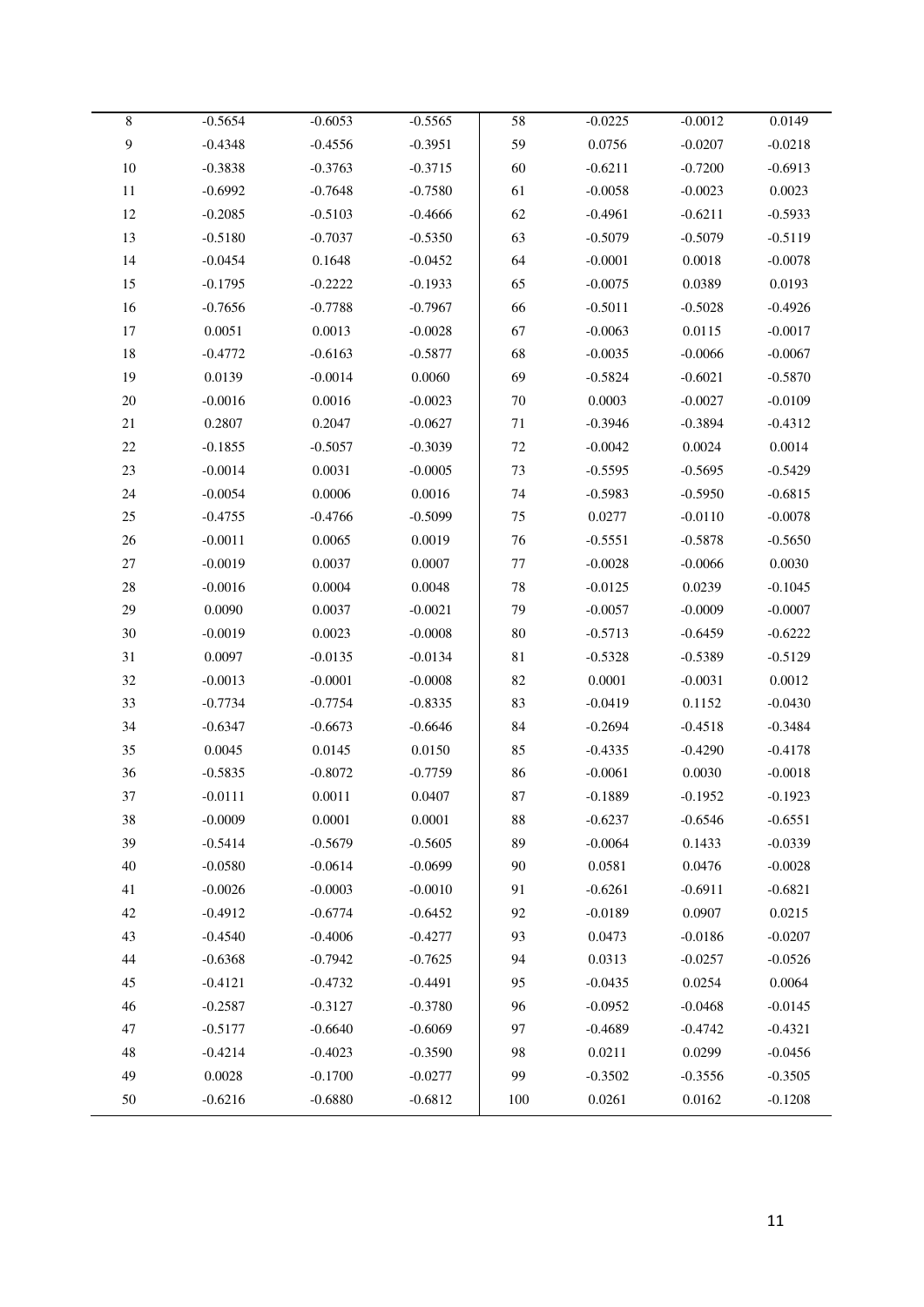| 8 | -0.5654 | -0.6053 | -0.5565 | 58 | -0.0225 | -0.0012 | 0.0149 |
|---|---|---|---|---|---|---|---|
| 9 | -0.4348 | -0.4556 | -0.3951 | 59 | 0.0756 | -0.0207 | -0.0218 |
| 10 | -0.3838 | -0.3763 | -0.3715 | 60 | -0.6211 | -0.7200 | -0.6913 |
| 11 | -0.6992 | -0.7648 | -0.7580 | 61 | -0.0058 | -0.0023 | 0.0023 |
| 12 | -0.2085 | -0.5103 | -0.4666 | 62 | -0.4961 | -0.6211 | -0.5933 |
| 13 | -0.5180 | -0.7037 | -0.5350 | 63 | -0.5079 | -0.5079 | -0.5119 |
| 14 | -0.0454 | 0.1648 | -0.0452 | 64 | -0.0001 | 0.0018 | -0.0078 |
| 15 | -0.1795 | -0.2222 | -0.1933 | 65 | -0.0075 | 0.0389 | 0.0193 |
| 16 | -0.7656 | -0.7788 | -0.7967 | 66 | -0.5011 | -0.5028 | -0.4926 |
| 17 | 0.0051 | 0.0013 | -0.0028 | 67 | -0.0063 | 0.0115 | -0.0017 |
| 18 | -0.4772 | -0.6163 | -0.5877 | 68 | -0.0035 | -0.0066 | -0.0067 |
| 19 | 0.0139 | -0.0014 | 0.0060 | 69 | -0.5824 | -0.6021 | -0.5870 |
| 20 | -0.0016 | 0.0016 | -0.0023 | 70 | 0.0003 | -0.0027 | -0.0109 |
| 21 | 0.2807 | 0.2047 | -0.0627 | 71 | -0.3946 | -0.3894 | -0.4312 |
| 22 | -0.1855 | -0.5057 | -0.3039 | 72 | -0.0042 | 0.0024 | 0.0014 |
| 23 | -0.0014 | 0.0031 | -0.0005 | 73 | -0.5595 | -0.5695 | -0.5429 |
| 24 | -0.0054 | 0.0006 | 0.0016 | 74 | -0.5983 | -0.5950 | -0.6815 |
| 25 | -0.4755 | -0.4766 | -0.5099 | 75 | 0.0277 | -0.0110 | -0.0078 |
| 26 | -0.0011 | 0.0065 | 0.0019 | 76 | -0.5551 | -0.5878 | -0.5650 |
| 27 | -0.0019 | 0.0037 | 0.0007 | 77 | -0.0028 | -0.0066 | 0.0030 |
| 28 | -0.0016 | 0.0004 | 0.0048 | 78 | -0.0125 | 0.0239 | -0.1045 |
| 29 | 0.0090 | 0.0037 | -0.0021 | 79 | -0.0057 | -0.0009 | -0.0007 |
| 30 | -0.0019 | 0.0023 | -0.0008 | 80 | -0.5713 | -0.6459 | -0.6222 |
| 31 | 0.0097 | -0.0135 | -0.0134 | 81 | -0.5328 | -0.5389 | -0.5129 |
| 32 | -0.0013 | -0.0001 | -0.0008 | 82 | 0.0001 | -0.0031 | 0.0012 |
| 33 | -0.7734 | -0.7754 | -0.8335 | 83 | -0.0419 | 0.1152 | -0.0430 |
| 34 | -0.6347 | -0.6673 | -0.6646 | 84 | -0.2694 | -0.4518 | -0.3484 |
| 35 | 0.0045 | 0.0145 | 0.0150 | 85 | -0.4335 | -0.4290 | -0.4178 |
| 36 | -0.5835 | -0.8072 | -0.7759 | 86 | -0.0061 | 0.0030 | -0.0018 |
| 37 | -0.0111 | 0.0011 | 0.0407 | 87 | -0.1889 | -0.1952 | -0.1923 |
| 38 | -0.0009 | 0.0001 | 0.0001 | 88 | -0.6237 | -0.6546 | -0.6551 |
| 39 | -0.5414 | -0.5679 | -0.5605 | 89 | -0.0064 | 0.1433 | -0.0339 |
| 40 | -0.0580 | -0.0614 | -0.0699 | 90 | 0.0581 | 0.0476 | -0.0028 |
| 41 | -0.0026 | -0.0003 | -0.0010 | 91 | -0.6261 | -0.6911 | -0.6821 |
| 42 | -0.4912 | -0.6774 | -0.6452 | 92 | -0.0189 | 0.0907 | 0.0215 |
| 43 | -0.4540 | -0.4006 | -0.4277 | 93 | 0.0473 | -0.0186 | -0.0207 |
| 44 | -0.6368 | -0.7942 | -0.7625 | 94 | 0.0313 | -0.0257 | -0.0526 |
| 45 | -0.4121 | -0.4732 | -0.4491 | 95 | -0.0435 | 0.0254 | 0.0064 |
| 46 | -0.2587 | -0.3127 | -0.3780 | 96 | -0.0952 | -0.0468 | -0.0145 |
| 47 | -0.5177 | -0.6640 | -0.6069 | 97 | -0.4689 | -0.4742 | -0.4321 |
| 48 | -0.4214 | -0.4023 | -0.3590 | 98 | 0.0211 | 0.0299 | -0.0456 |
| 49 | 0.0028 | -0.1700 | -0.0277 | 99 | -0.3502 | -0.3556 | -0.3505 |
| 50 | -0.6216 | -0.6880 | -0.6812 | 100 | 0.0261 | 0.0162 | -0.1208 |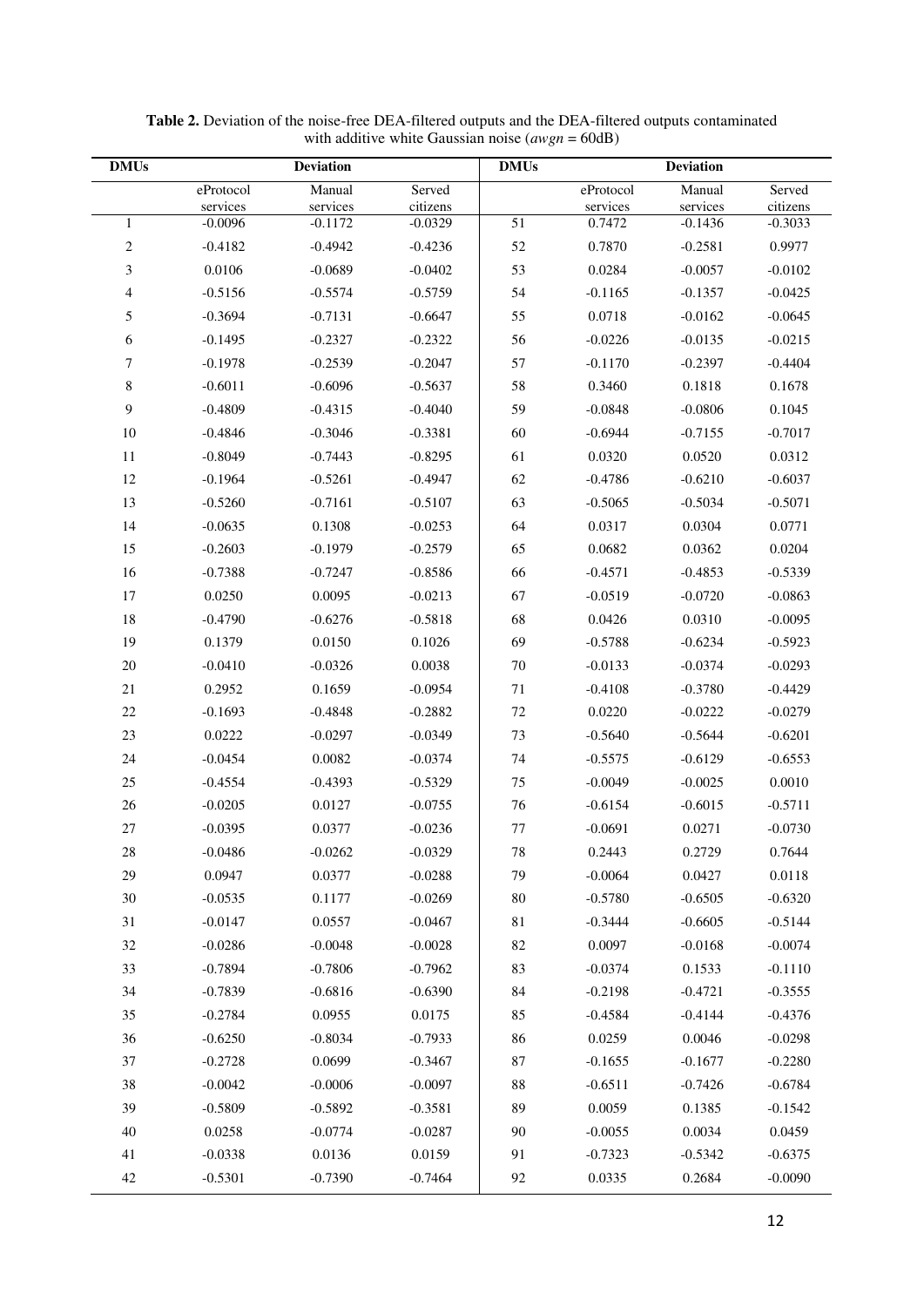**Table 2.** Deviation of the noise-free DEA-filtered outputs and the DEA-filtered outputs contaminated with additive white Gaussian noise (*awgn* = 60dB)

| DMUs | Deviation | | | DMUs | Deviation | | |
|---|---|---|---|---|---|---|---|
| | eProtocol services | Manual services | Served citizens | | eProtocol services | Manual services | Served citizens |
| 1 | -0.0096 | -0.1172 | -0.0329 | 51 | 0.7472 | -0.1436 | -0.3033 |
| 2 | -0.4182 | -0.4942 | -0.4236 | 52 | 0.7870 | -0.2581 | 0.9977 |
| 3 | 0.0106 | -0.0689 | -0.0402 | 53 | 0.0284 | -0.0057 | -0.0102 |
| 4 | -0.5156 | -0.5574 | -0.5759 | 54 | -0.1165 | -0.1357 | -0.0425 |
| 5 | -0.3694 | -0.7131 | -0.6647 | 55 | 0.0718 | -0.0162 | -0.0645 |
| 6 | -0.1495 | -0.2327 | -0.2322 | 56 | -0.0226 | -0.0135 | -0.0215 |
| 7 | -0.1978 | -0.2539 | -0.2047 | 57 | -0.1170 | -0.2397 | -0.4404 |
| 8 | -0.6011 | -0.6096 | -0.5637 | 58 | 0.3460 | 0.1818 | 0.1678 |
| 9 | -0.4809 | -0.4315 | -0.4040 | 59 | -0.0848 | -0.0806 | 0.1045 |
| 10 | -0.4846 | -0.3046 | -0.3381 | 60 | -0.6944 | -0.7155 | -0.7017 |
| 11 | -0.8049 | -0.7443 | -0.8295 | 61 | 0.0320 | 0.0520 | 0.0312 |
| 12 | -0.1964 | -0.5261 | -0.4947 | 62 | -0.4786 | -0.6210 | -0.6037 |
| 13 | -0.5260 | -0.7161 | -0.5107 | 63 | -0.5065 | -0.5034 | -0.5071 |
| 14 | -0.0635 | 0.1308 | -0.0253 | 64 | 0.0317 | 0.0304 | 0.0771 |
| 15 | -0.2603 | -0.1979 | -0.2579 | 65 | 0.0682 | 0.0362 | 0.0204 |
| 16 | -0.7388 | -0.7247 | -0.8586 | 66 | -0.4571 | -0.4853 | -0.5339 |
| 17 | 0.0250 | 0.0095 | -0.0213 | 67 | -0.0519 | -0.0720 | -0.0863 |
| 18 | -0.4790 | -0.6276 | -0.5818 | 68 | 0.0426 | 0.0310 | -0.0095 |
| 19 | 0.1379 | 0.0150 | 0.1026 | 69 | -0.5788 | -0.6234 | -0.5923 |
| 20 | -0.0410 | -0.0326 | 0.0038 | 70 | -0.0133 | -0.0374 | -0.0293 |
| 21 | 0.2952 | 0.1659 | -0.0954 | 71 | -0.4108 | -0.3780 | -0.4429 |
| 22 | -0.1693 | -0.4848 | -0.2882 | 72 | 0.0220 | -0.0222 | -0.0279 |
| 23 | 0.0222 | -0.0297 | -0.0349 | 73 | -0.5640 | -0.5644 | -0.6201 |
| 24 | -0.0454 | 0.0082 | -0.0374 | 74 | -0.5575 | -0.6129 | -0.6553 |
| 25 | -0.4554 | -0.4393 | -0.5329 | 75 | -0.0049 | -0.0025 | 0.0010 |
| 26 | -0.0205 | 0.0127 | -0.0755 | 76 | -0.6154 | -0.6015 | -0.5711 |
| 27 | -0.0395 | 0.0377 | -0.0236 | 77 | -0.0691 | 0.0271 | -0.0730 |
| 28 | -0.0486 | -0.0262 | -0.0329 | 78 | 0.2443 | 0.2729 | 0.7644 |
| 29 | 0.0947 | 0.0377 | -0.0288 | 79 | -0.0064 | 0.0427 | 0.0118 |
| 30 | -0.0535 | 0.1177 | -0.0269 | 80 | -0.5780 | -0.6505 | -0.6320 |
| 31 | -0.0147 | 0.0557 | -0.0467 | 81 | -0.3444 | -0.6605 | -0.5144 |
| 32 | -0.0286 | -0.0048 | -0.0028 | 82 | 0.0097 | -0.0168 | -0.0074 |
| 33 | -0.7894 | -0.7806 | -0.7962 | 83 | -0.0374 | 0.1533 | -0.1110 |
| 34 | -0.7839 | -0.6816 | -0.6390 | 84 | -0.2198 | -0.4721 | -0.3555 |
| 35 | -0.2784 | 0.0955 | 0.0175 | 85 | -0.4584 | -0.4144 | -0.4376 |
| 36 | -0.6250 | -0.8034 | -0.7933 | 86 | 0.0259 | 0.0046 | -0.0298 |
| 37 | -0.2728 | 0.0699 | -0.3467 | 87 | -0.1655 | -0.1677 | -0.2280 |
| 38 | -0.0042 | -0.0006 | -0.0097 | 88 | -0.6511 | -0.7426 | -0.6784 |
| 39 | -0.5809 | -0.5892 | -0.3581 | 89 | 0.0059 | 0.1385 | -0.1542 |
| 40 | 0.0258 | -0.0774 | -0.0287 | 90 | -0.0055 | 0.0034 | 0.0459 |
| 41 | -0.0338 | 0.0136 | 0.0159 | 91 | -0.7323 | -0.5342 | -0.6375 |
| 42 | -0.5301 | -0.7390 | -0.7464 | 92 | 0.0335 | 0.2684 | -0.0090 |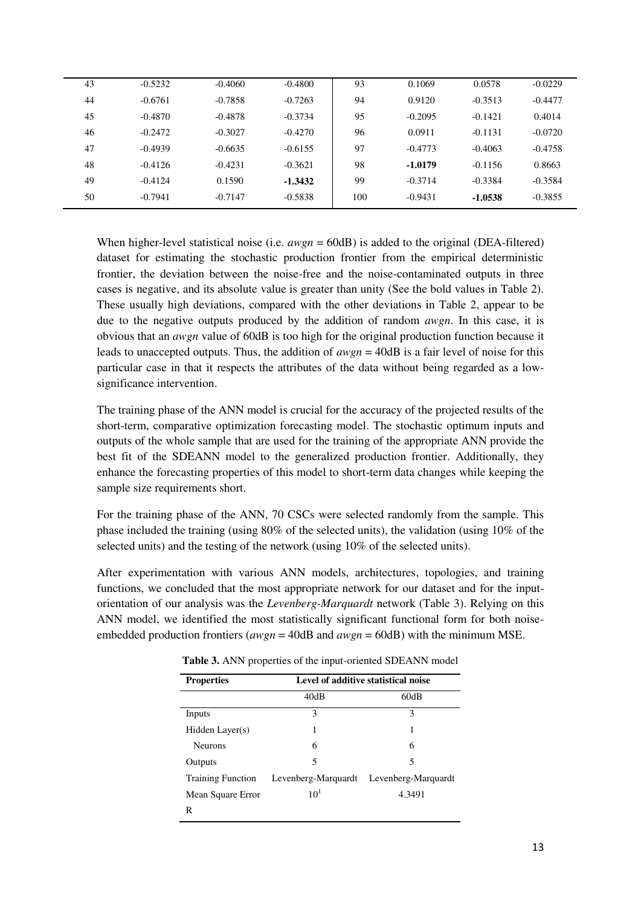| 43 | -0.5232 | -0.4060 | -0.4800 | 93 | 0.1069 | 0.0578 | -0.0229 |
|---|---|---|---|---|---|---|---|
| 44 | -0.6761 | -0.7858 | -0.7263 | 94 | 0.9120 | -0.3513 | -0.4477 |
| 45 | -0.4870 | -0.4878 | -0.3734 | 95 | -0.2095 | -0.1421 | 0.4014 |
| 46 | -0.2472 | -0.3027 | -0.4270 | 96 | 0.0911 | -0.1131 | -0.0720 |
| 47 | -0.4939 | -0.6635 | -0.6155 | 97 | -0.4773 | -0.4063 | -0.4758 |
| 48 | -0.4126 | -0.4231 | -0.3621 | 98 | **-1.0179** | -0.1156 | 0.8663 |
| 49 | -0.4124 | 0.1590 | **-1.3432** | 99 | -0.3714 | -0.3384 | -0.3584 |
| 50 | -0.7941 | -0.7147 | -0.5838 | 100 | -0.9431 | **-1.0538** | -0.3855 |

When higher-level statistical noise (i.e. *awgn* = 60dB) is added to the original (DEA-filtered) dataset for estimating the stochastic production frontier from the empirical deterministic frontier, the deviation between the noise-free and the noise-contaminated outputs in three cases is negative, and its absolute value is greater than unity (See the bold values in Table 2). These usually high deviations, compared with the other deviations in Table 2, appear to be due to the negative outputs produced by the addition of random *awgn*. In this case, it is obvious that an *awgn* value of 60dB is too high for the original production function because it leads to unaccepted outputs. Thus, the addition of *awgn* = 40dB is a fair level of noise for this particular case in that it respects the attributes of the data without being regarded as a low-significance intervention.

The training phase of the ANN model is crucial for the accuracy of the projected results of the short-term, comparative optimization forecasting model. The stochastic optimum inputs and outputs of the whole sample that are used for the training of the appropriate ANN provide the best fit of the SDEANN model to the generalized production frontier. Additionally, they enhance the forecasting properties of this model to short-term data changes while keeping the sample size requirements short.

For the training phase of the ANN, 70 CSCs were selected randomly from the sample. This phase included the training (using 80% of the selected units), the validation (using 10% of the selected units) and the testing of the network (using 10% of the selected units).

After experimentation with various ANN models, architectures, topologies, and training functions, we concluded that the most appropriate network for our dataset and for the input-orientation of our analysis was the *Levenberg-Marquardt* network (Table 3). Relying on this ANN model, we identified the most statistically significant functional form for both noise-embedded production frontiers (*awgn* = 40dB and *awgn* = 60dB) with the minimum MSE.

**Table 3.** ANN properties of the input-oriented SDEANN model

| Properties | Level of additive statistical noise | |
|---|---|---|
| | 40dB | 60dB |
| Inputs | 3 | 3 |
| Hidden Layer(s) | 1 | 1 |
| Neurons | 6 | 6 |
| Outputs | 5 | 5 |
| Training Function | Levenberg-Marquardt | Levenberg-Marquardt |
| Mean Square Error | $10^1$ | 4.3491 |
| R | | |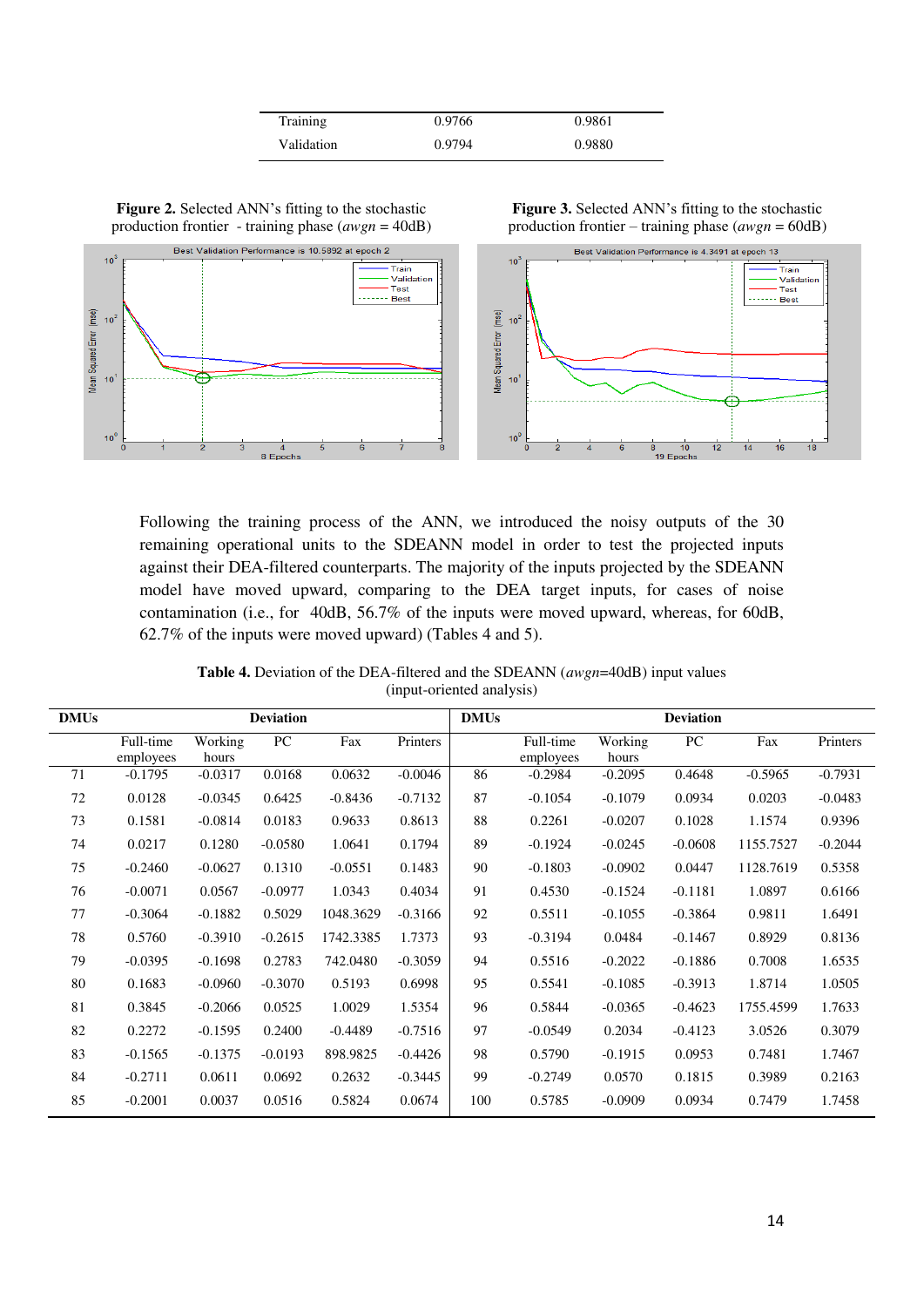| | | |
|---|---|---|
| Training | 0.9766 | 0.9861 |
| Validation | 0.9794 | 0.9880 |

**Figure 2.** Selected ANN's fitting to the stochastic production frontier - training phase (*awgn* = 40dB)

**Figure 3.** Selected ANN's fitting to the stochastic production frontier – training phase (*awgn* = 60dB)

Following the training process of the ANN, we introduced the noisy outputs of the 30 remaining operational units to the SDEANN model in order to test the projected inputs against their DEA-filtered counterparts. The majority of the inputs projected by the SDEANN model have moved upward, comparing to the DEA target inputs, for cases of noise contamination (i.e., for 40dB, 56.7% of the inputs were moved upward, whereas, for 60dB, 62.7% of the inputs were moved upward) (Tables 4 and 5).

**Table 4.** Deviation of the DEA-filtered and the SDEANN (*awgn*=40dB) input values (input-oriented analysis)

| DMUs | Deviation | | | | | DMUs | Deviation | | | | |
|---|---|---|---|---|---|---|---|---|---|---|---|
| | Full-time employees | Working hours | PC | Fax | Printers | | Full-time employees | Working hours | PC | Fax | Printers |
| 71 | -0.1795 | -0.0317 | 0.0168 | 0.0632 | -0.0046 | 86 | -0.2984 | -0.2095 | 0.4648 | -0.5965 | -0.7931 |
| 72 | 0.0128 | -0.0345 | 0.6425 | -0.8436 | -0.7132 | 87 | -0.1054 | -0.1079 | 0.0934 | 0.0203 | -0.0483 |
| 73 | 0.1581 | -0.0814 | 0.0183 | 0.9633 | 0.8613 | 88 | 0.2261 | -0.0207 | 0.1028 | 1.1574 | 0.9396 |
| 74 | 0.0217 | 0.1280 | -0.0580 | 1.0641 | 0.1794 | 89 | -0.1924 | -0.0245 | -0.0608 | 1155.7527 | -0.2044 |
| 75 | -0.2460 | -0.0627 | 0.1310 | -0.0551 | 0.1483 | 90 | -0.1803 | -0.0902 | 0.0447 | 1128.7619 | 0.5358 |
| 76 | -0.0071 | 0.0567 | -0.0977 | 1.0343 | 0.4034 | 91 | 0.4530 | -0.1524 | -0.1181 | 1.0897 | 0.6166 |
| 77 | -0.3064 | -0.1882 | 0.5029 | 1048.3629 | -0.3166 | 92 | 0.5511 | -0.1055 | -0.3864 | 0.9811 | 1.6491 |
| 78 | 0.5760 | -0.3910 | -0.2615 | 1742.3385 | 1.7373 | 93 | -0.3194 | 0.0484 | -0.1467 | 0.8929 | 0.8136 |
| 79 | -0.0395 | -0.1698 | 0.2783 | 742.0480 | -0.3059 | 94 | 0.5516 | -0.2022 | -0.1886 | 0.7008 | 1.6535 |
| 80 | 0.1683 | -0.0960 | -0.3070 | 0.5193 | 0.6998 | 95 | 0.5541 | -0.1085 | -0.3913 | 1.8714 | 1.0505 |
| 81 | 0.3845 | -0.2066 | 0.0525 | 1.0029 | 1.5354 | 96 | 0.5844 | -0.0365 | -0.4623 | 1755.4599 | 1.7633 |
| 82 | 0.2272 | -0.1595 | 0.2400 | -0.4489 | -0.7516 | 97 | -0.0549 | 0.2034 | -0.4123 | 3.0526 | 0.3079 |
| 83 | -0.1565 | -0.1375 | -0.0193 | 898.9825 | -0.4426 | 98 | 0.5790 | -0.1915 | 0.0953 | 0.7481 | 1.7467 |
| 84 | -0.2711 | 0.0611 | 0.0692 | 0.2632 | -0.3445 | 99 | -0.2749 | 0.0570 | 0.1815 | 0.3989 | 0.2163 |
| 85 | -0.2001 | 0.0037 | 0.0516 | 0.5824 | 0.0674 | 100 | 0.5785 | -0.0909 | 0.0934 | 0.7479 | 1.7458 |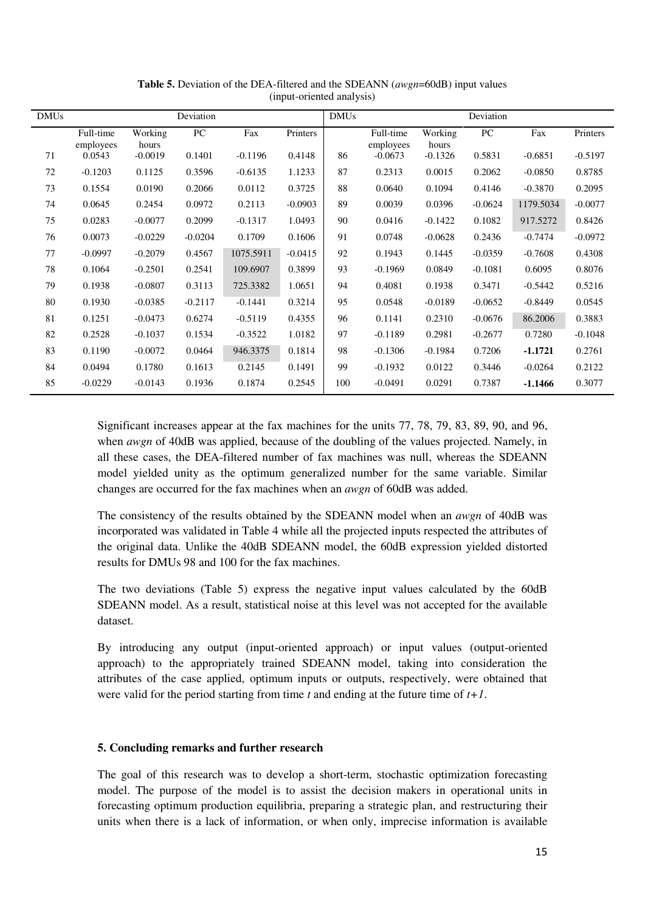**Table 5.** Deviation of the DEA-filtered and the SDEANN (*awgn*=60dB) input values (input-oriented analysis)

| DMUs | Deviation | | | | | DMUs | Deviation | | | | |
|---|---|---|---|---|---|---|---|---|---|---|---|
| | Full-time employees | Working hours | PC | Fax | Printers | | Full-time employees | Working hours | PC | Fax | Printers |
| 71 | 0.0543 | -0.0019 | 0.1401 | -0.1196 | 0.4148 | 86 | -0.0673 | -0.1326 | 0.5831 | -0.6851 | -0.5197 |
| 72 | -0.1203 | 0.1125 | 0.3596 | -0.6135 | 1.1233 | 87 | 0.2313 | 0.0015 | 0.2062 | -0.0850 | 0.8785 |
| 73 | 0.1554 | 0.0190 | 0.2066 | 0.0112 | 0.3725 | 88 | 0.0640 | 0.1094 | 0.4146 | -0.3870 | 0.2095 |
| 74 | 0.0645 | 0.2454 | 0.0972 | 0.2113 | -0.0903 | 89 | 0.0039 | 0.0396 | -0.0624 | 1179.5034 | -0.0077 |
| 75 | 0.0283 | -0.0077 | 0.2099 | -0.1317 | 1.0493 | 90 | 0.0416 | -0.1422 | 0.1082 | 917.5272 | 0.8426 |
| 76 | 0.0073 | -0.0229 | -0.0204 | 0.1709 | 0.1606 | 91 | 0.0748 | -0.0628 | 0.2436 | -0.7474 | -0.0972 |
| 77 | -0.0997 | -0.2079 | 0.4567 | 1075.5911 | -0.0415 | 92 | 0.1943 | 0.1445 | -0.0359 | -0.7608 | 0.4308 |
| 78 | 0.1064 | -0.2501 | 0.2541 | 109.6907 | 0.3899 | 93 | -0.1969 | 0.0849 | -0.1081 | 0.6095 | 0.8076 |
| 79 | 0.1938 | -0.0807 | 0.3113 | 725.3382 | 1.0651 | 94 | 0.4081 | 0.1938 | 0.3471 | -0.5442 | 0.5216 |
| 80 | 0.1930 | -0.0385 | -0.2117 | -0.1441 | 0.3214 | 95 | 0.0548 | -0.0189 | -0.0652 | -0.8449 | 0.0545 |
| 81 | 0.1251 | -0.0473 | 0.6274 | -0.5119 | 0.4355 | 96 | 0.1141 | 0.2310 | -0.0676 | 86.2006 | 0.3883 |
| 82 | 0.2528 | -0.1037 | 0.1534 | -0.3522 | 1.0182 | 97 | -0.1189 | 0.2981 | -0.2677 | 0.7280 | -0.1048 |
| 83 | 0.1190 | -0.0072 | 0.0464 | 946.3375 | 0.1814 | 98 | -0.1306 | -0.1984 | 0.7206 | **-1.1721** | 0.2761 |
| 84 | 0.0494 | 0.1780 | 0.1613 | 0.2145 | 0.1491 | 99 | -0.1932 | 0.0122 | 0.3446 | -0.0264 | 0.2122 |
| 85 | -0.0229 | -0.0143 | 0.1936 | 0.1874 | 0.2545 | 100 | -0.0491 | 0.0291 | 0.7387 | **-1.1466** | 0.3077 |

Significant increases appear at the fax machines for the units 77, 78, 79, 83, 89, 90, and 96, when *awgn* of 40dB was applied, because of the doubling of the values projected. Namely, in all these cases, the DEA-filtered number of fax machines was null, whereas the SDEANN model yielded unity as the optimum generalized number for the same variable. Similar changes are occurred for the fax machines when an *awgn* of 60dB was added.

The consistency of the results obtained by the SDEANN model when an *awgn* of 40dB was incorporated was validated in Table 4 while all the projected inputs respected the attributes of the original data. Unlike the 40dB SDEANN model, the 60dB expression yielded distorted results for DMUs 98 and 100 for the fax machines.

The two deviations (Table 5) express the negative input values calculated by the 60dB SDEANN model. As a result, statistical noise at this level was not accepted for the available dataset.

By introducing any output (input-oriented approach) or input values (output-oriented approach) to the appropriately trained SDEANN model, taking into consideration the attributes of the case applied, optimum inputs or outputs, respectively, were obtained that were valid for the period starting from time *t* and ending at the future time of *t+1*.

## 5. Concluding remarks and further research

The goal of this research was to develop a short-term, stochastic optimization forecasting model. The purpose of the model is to assist the decision makers in operational units in forecasting optimum production equilibria, preparing a strategic plan, and restructuring their units when there is a lack of information, or when only, imprecise information is available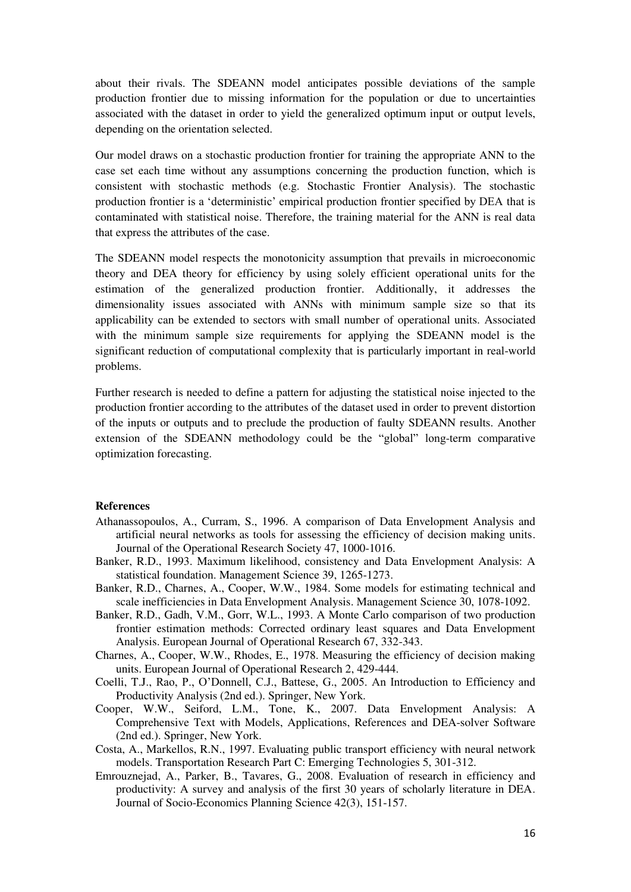about their rivals. The SDEANN model anticipates possible deviations of the sample production frontier due to missing information for the population or due to uncertainties associated with the dataset in order to yield the generalized optimum input or output levels, depending on the orientation selected.

Our model draws on a stochastic production frontier for training the appropriate ANN to the case set each time without any assumptions concerning the production function, which is consistent with stochastic methods (e.g. Stochastic Frontier Analysis). The stochastic production frontier is a 'deterministic' empirical production frontier specified by DEA that is contaminated with statistical noise. Therefore, the training material for the ANN is real data that express the attributes of the case.

The SDEANN model respects the monotonicity assumption that prevails in microeconomic theory and DEA theory for efficiency by using solely efficient operational units for the estimation of the generalized production frontier. Additionally, it addresses the dimensionality issues associated with ANNs with minimum sample size so that its applicability can be extended to sectors with small number of operational units. Associated with the minimum sample size requirements for applying the SDEANN model is the significant reduction of computational complexity that is particularly important in real-world problems.

Further research is needed to define a pattern for adjusting the statistical noise injected to the production frontier according to the attributes of the dataset used in order to prevent distortion of the inputs or outputs and to preclude the production of faulty SDEANN results. Another extension of the SDEANN methodology could be the "global" long-term comparative optimization forecasting.

**References**

Athanassopoulos, A., Curram, S., 1996. A comparison of Data Envelopment Analysis and artificial neural networks as tools for assessing the efficiency of decision making units. Journal of the Operational Research Society 47, 1000-1016.

Banker, R.D., 1993. Maximum likelihood, consistency and Data Envelopment Analysis: A statistical foundation. Management Science 39, 1265-1273.

Banker, R.D., Charnes, A., Cooper, W.W., 1984. Some models for estimating technical and scale inefficiencies in Data Envelopment Analysis. Management Science 30, 1078-1092.

Banker, R.D., Gadh, V.M., Gorr, W.L., 1993. A Monte Carlo comparison of two production frontier estimation methods: Corrected ordinary least squares and Data Envelopment Analysis. European Journal of Operational Research 67, 332-343.

Charnes, A., Cooper, W.W., Rhodes, E., 1978. Measuring the efficiency of decision making units. European Journal of Operational Research 2, 429-444.

Coelli, T.J., Rao, P., O'Donnell, C.J., Battese, G., 2005. An Introduction to Efficiency and Productivity Analysis (2nd ed.). Springer, New York.

Cooper, W.W., Seiford, L.M., Tone, K., 2007. Data Envelopment Analysis: A Comprehensive Text with Models, Applications, References and DEA-solver Software (2nd ed.). Springer, New York.

Costa, A., Markellos, R.N., 1997. Evaluating public transport efficiency with neural network models. Transportation Research Part C: Emerging Technologies 5, 301-312.

Emrouznejad, A., Parker, B., Tavares, G., 2008. Evaluation of research in efficiency and productivity: A survey and analysis of the first 30 years of scholarly literature in DEA. Journal of Socio-Economics Planning Science 42(3), 151-157.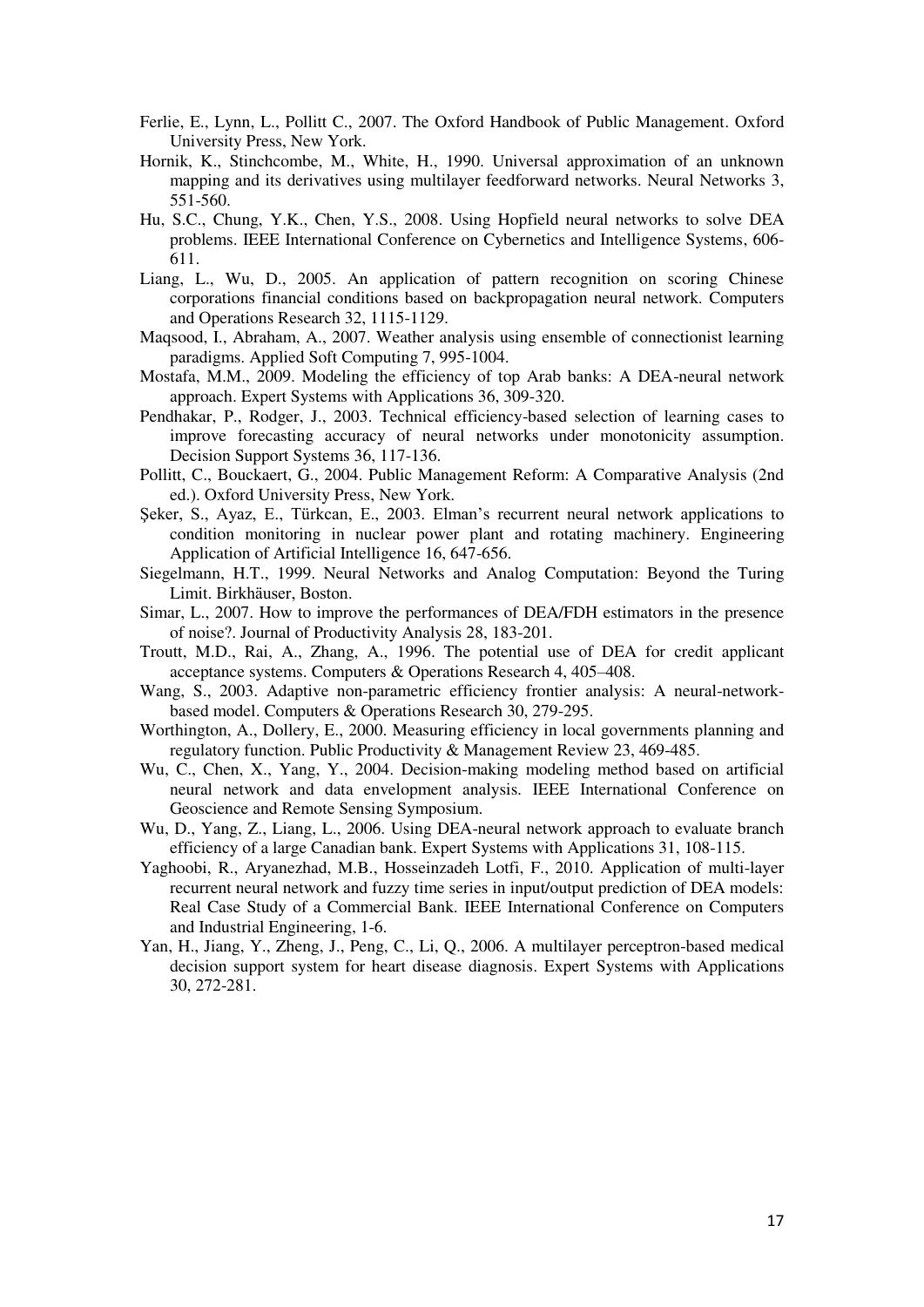Ferlie, E., Lynn, L., Pollitt C., 2007. The Oxford Handbook of Public Management. Oxford University Press, New York.

Hornik, K., Stinchcombe, M., White, H., 1990. Universal approximation of an unknown mapping and its derivatives using multilayer feedforward networks. Neural Networks 3, 551-560.

Hu, S.C., Chung, Y.K., Chen, Y.S., 2008. Using Hopfield neural networks to solve DEA problems. IEEE International Conference on Cybernetics and Intelligence Systems, 606-611.

Liang, L., Wu, D., 2005. An application of pattern recognition on scoring Chinese corporations financial conditions based on backpropagation neural network. Computers and Operations Research 32, 1115-1129.

Maqsood, I., Abraham, A., 2007. Weather analysis using ensemble of connectionist learning paradigms. Applied Soft Computing 7, 995-1004.

Mostafa, M.M., 2009. Modeling the efficiency of top Arab banks: A DEA-neural network approach. Expert Systems with Applications 36, 309-320.

Pendhakar, P., Rodger, J., 2003. Technical efficiency-based selection of learning cases to improve forecasting accuracy of neural networks under monotonicity assumption. Decision Support Systems 36, 117-136.

Pollitt, C., Bouckaert, G., 2004. Public Management Reform: A Comparative Analysis (2nd ed.). Oxford University Press, New York.

Şeker, S., Ayaz, E., Türkcan, E., 2003. Elman's recurrent neural network applications to condition monitoring in nuclear power plant and rotating machinery. Engineering Application of Artificial Intelligence 16, 647-656.

Siegelmann, H.T., 1999. Neural Networks and Analog Computation: Beyond the Turing Limit. Birkhäuser, Boston.

Simar, L., 2007. How to improve the performances of DEA/FDH estimators in the presence of noise?. Journal of Productivity Analysis 28, 183-201.

Troutt, M.D., Rai, A., Zhang, A., 1996. The potential use of DEA for credit applicant acceptance systems. Computers & Operations Research 4, 405–408.

Wang, S., 2003. Adaptive non-parametric efficiency frontier analysis: A neural-network-based model. Computers & Operations Research 30, 279-295.

Worthington, A., Dollery, E., 2000. Measuring efficiency in local governments planning and regulatory function. Public Productivity & Management Review 23, 469-485.

Wu, C., Chen, X., Yang, Y., 2004. Decision-making modeling method based on artificial neural network and data envelopment analysis. IEEE International Conference on Geoscience and Remote Sensing Symposium.

Wu, D., Yang, Z., Liang, L., 2006. Using DEA-neural network approach to evaluate branch efficiency of a large Canadian bank. Expert Systems with Applications 31, 108-115.

Yaghoobi, R., Aryanezhad, M.B., Hosseinzadeh Lotfi, F., 2010. Application of multi-layer recurrent neural network and fuzzy time series in input/output prediction of DEA models: Real Case Study of a Commercial Bank. IEEE International Conference on Computers and Industrial Engineering, 1-6.

Yan, H., Jiang, Y., Zheng, J., Peng, C., Li, Q., 2006. A multilayer perceptron-based medical decision support system for heart disease diagnosis. Expert Systems with Applications 30, 272-281.